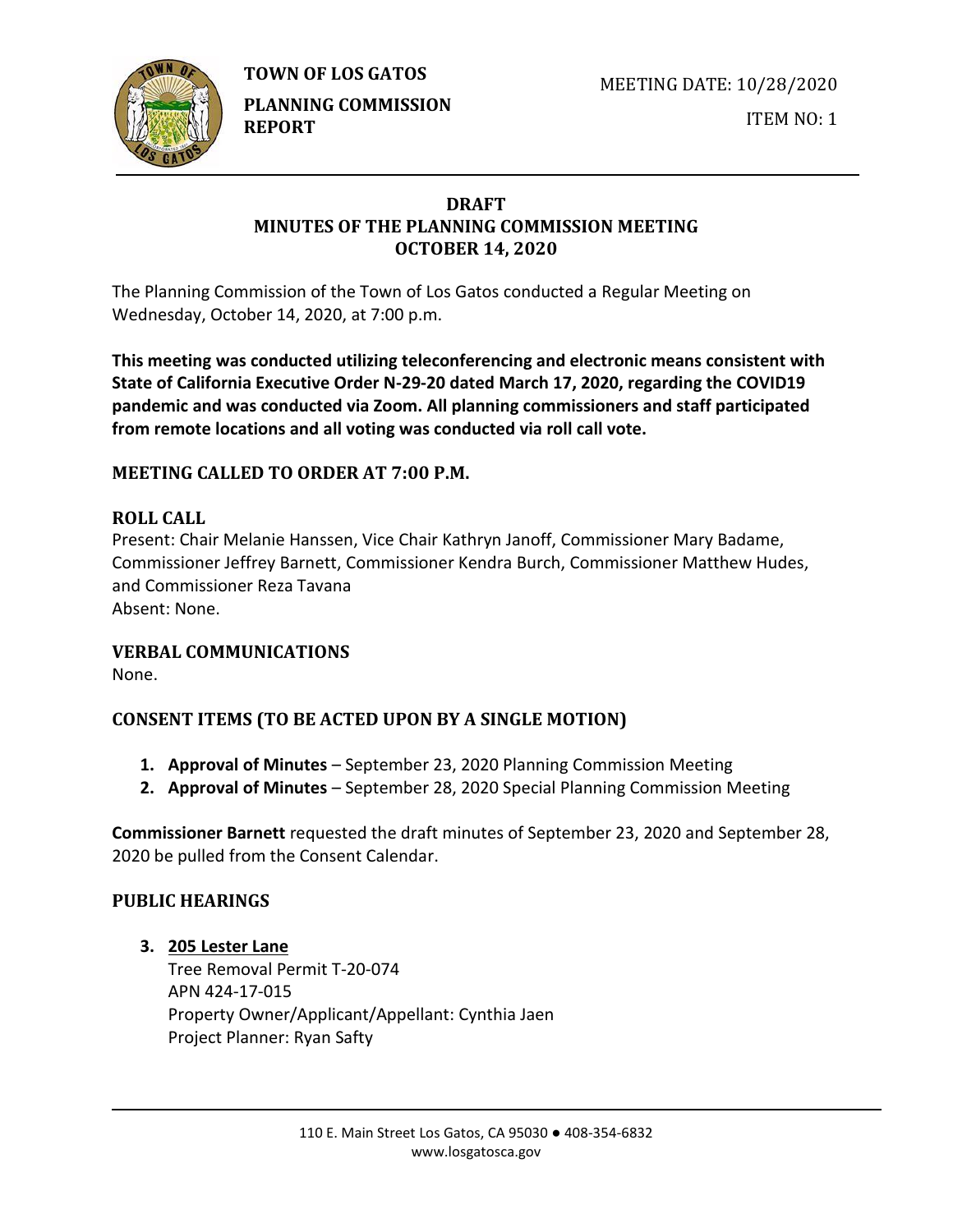**TOWN OF LOS GATOS**

**PLANNING COMMISSION REPORT**

MEETING DATE: 10/28/2020

ITEM NO: 1

## DRAFT
## MINUTES OF THE PLANNING COMMISSION MEETING
## OCTOBER 14, 2020

The Planning Commission of the Town of Los Gatos conducted a Regular Meeting on Wednesday, October 14, 2020, at 7:00 p.m.

**This meeting was conducted utilizing teleconferencing and electronic means consistent with State of California Executive Order N-29-20 dated March 17, 2020, regarding the COVID19 pandemic and was conducted via Zoom. All planning commissioners and staff participated from remote locations and all voting was conducted via roll call vote.**

### MEETING CALLED TO ORDER AT 7:00 P.M.

### ROLL CALL

Present: Chair Melanie Hanssen, Vice Chair Kathryn Janoff, Commissioner Mary Badame, Commissioner Jeffrey Barnett, Commissioner Kendra Burch, Commissioner Matthew Hudes, and Commissioner Reza Tavana
Absent: None.

### VERBAL COMMUNICATIONS

None.

### CONSENT ITEMS (TO BE ACTED UPON BY A SINGLE MOTION)

1. **Approval of Minutes** – September 23, 2020 Planning Commission Meeting
2. **Approval of Minutes** – September 28, 2020 Special Planning Commission Meeting

**Commissioner Barnett** requested the draft minutes of September 23, 2020 and September 28, 2020 be pulled from the Consent Calendar.

### PUBLIC HEARINGS

3. **205 Lester Lane**
   Tree Removal Permit T-20-074
   APN 424-17-015
   Property Owner/Applicant/Appellant: Cynthia Jaen
   Project Planner: Ryan Safty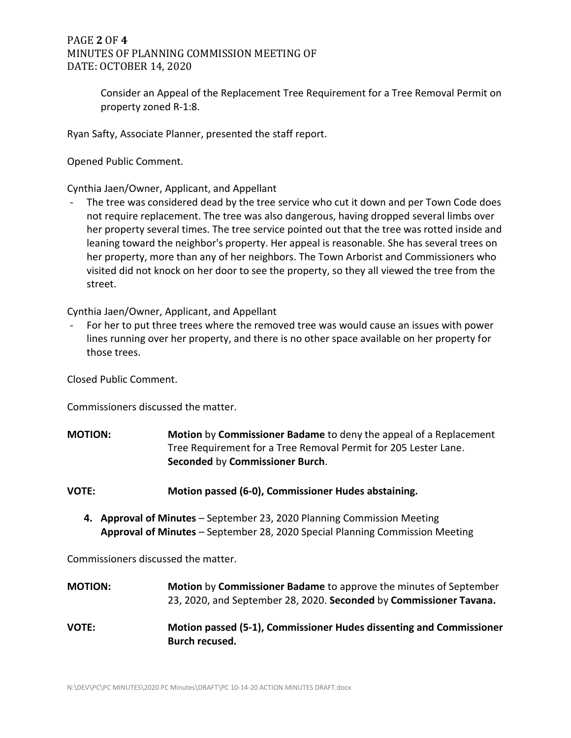Consider an Appeal of the Replacement Tree Requirement for a Tree Removal Permit on property zoned R-1:8.

Ryan Safty, Associate Planner, presented the staff report.

Opened Public Comment.

Cynthia Jaen/Owner, Applicant, and Appellant

- The tree was considered dead by the tree service who cut it down and per Town Code does not require replacement. The tree was also dangerous, having dropped several limbs over her property several times. The tree service pointed out that the tree was rotted inside and leaning toward the neighbor's property. Her appeal is reasonable. She has several trees on her property, more than any of her neighbors. The Town Arborist and Commissioners who visited did not knock on her door to see the property, so they all viewed the tree from the street.

Cynthia Jaen/Owner, Applicant, and Appellant

- For her to put three trees where the removed tree was would cause an issues with power lines running over her property, and there is no other space available on her property for those trees.

Closed Public Comment.

Commissioners discussed the matter.

**MOTION:** **Motion** by **Commissioner Badame** to deny the appeal of a Replacement Tree Requirement for a Tree Removal Permit for 205 Lester Lane. **Seconded** by **Commissioner Burch**.

**VOTE:** **Motion passed (6-0), Commissioner Hudes abstaining.**

4. **Approval of Minutes** – September 23, 2020 Planning Commission Meeting
   **Approval of Minutes** – September 28, 2020 Special Planning Commission Meeting

Commissioners discussed the matter.

**MOTION:** **Motion** by **Commissioner Badame** to approve the minutes of September 23, 2020, and September 28, 2020. **Seconded** by **Commissioner Tavana.**

**VOTE:** **Motion passed (5-1), Commissioner Hudes dissenting and Commissioner Burch recused.**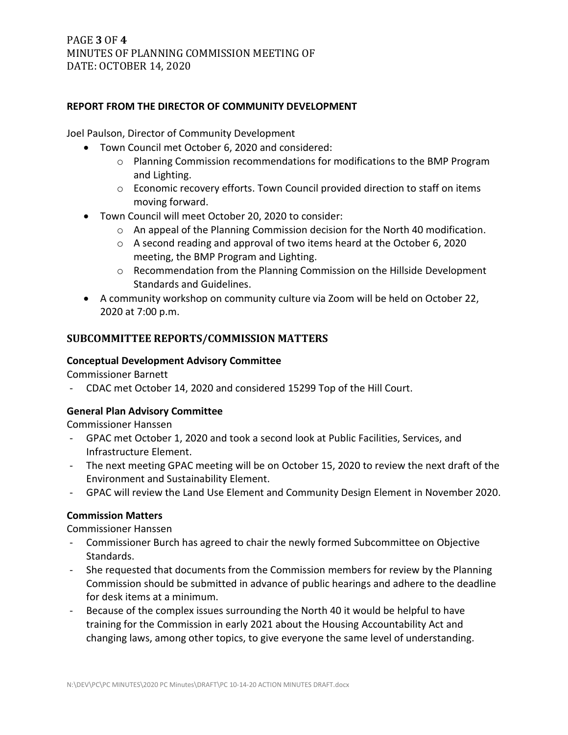### REPORT FROM THE DIRECTOR OF COMMUNITY DEVELOPMENT

Joel Paulson, Director of Community Development

- Town Council met October 6, 2020 and considered:
  - Planning Commission recommendations for modifications to the BMP Program and Lighting.
  - Economic recovery efforts. Town Council provided direction to staff on items moving forward.
- Town Council will meet October 20, 2020 to consider:
  - An appeal of the Planning Commission decision for the North 40 modification.
  - A second reading and approval of two items heard at the October 6, 2020 meeting, the BMP Program and Lighting.
  - Recommendation from the Planning Commission on the Hillside Development Standards and Guidelines.
- A community workshop on community culture via Zoom will be held on October 22, 2020 at 7:00 p.m.

## SUBCOMMITTEE REPORTS/COMMISSION MATTERS

### Conceptual Development Advisory Committee

Commissioner Barnett

- CDAC met October 14, 2020 and considered 15299 Top of the Hill Court.

### General Plan Advisory Committee

Commissioner Hanssen

- GPAC met October 1, 2020 and took a second look at Public Facilities, Services, and Infrastructure Element.
- The next meeting GPAC meeting will be on October 15, 2020 to review the next draft of the Environment and Sustainability Element.
- GPAC will review the Land Use Element and Community Design Element in November 2020.

### Commission Matters

Commissioner Hanssen

- Commissioner Burch has agreed to chair the newly formed Subcommittee on Objective Standards.
- She requested that documents from the Commission members for review by the Planning Commission should be submitted in advance of public hearings and adhere to the deadline for desk items at a minimum.
- Because of the complex issues surrounding the North 40 it would be helpful to have training for the Commission in early 2021 about the Housing Accountability Act and changing laws, among other topics, to give everyone the same level of understanding.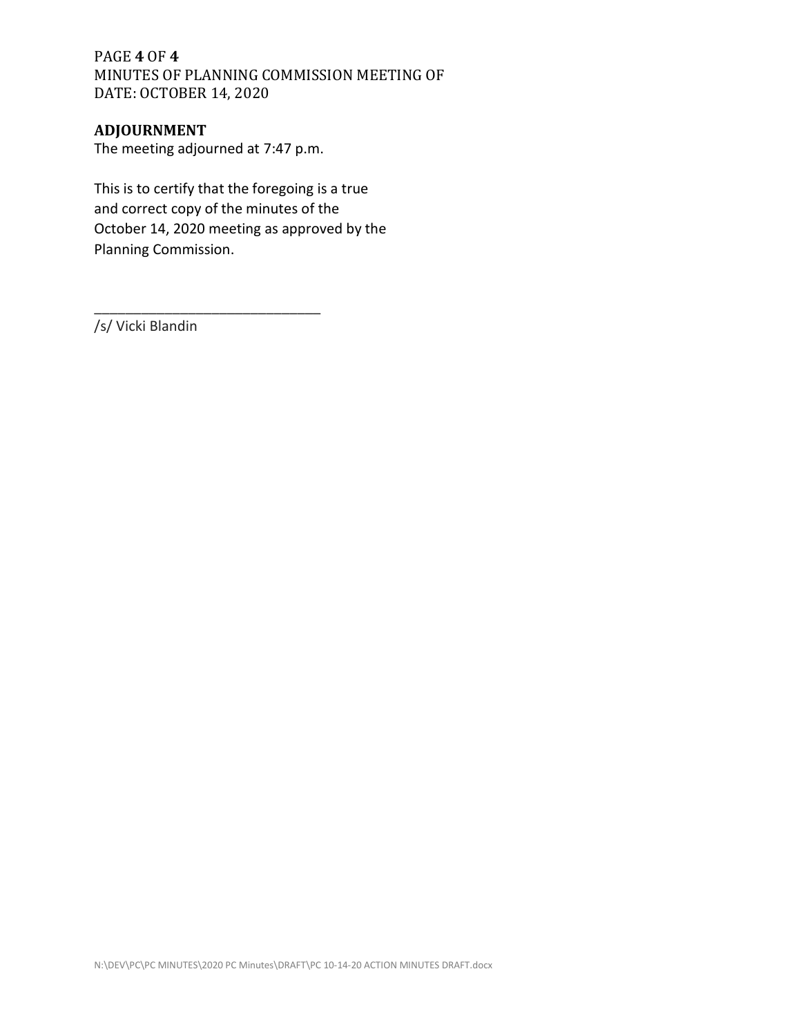## ADJOURNMENT

The meeting adjourned at 7:47 p.m.

This is to certify that the foregoing is a true and correct copy of the minutes of the October 14, 2020 meeting as approved by the Planning Commission.

______________________________

/s/ Vicki Blandin